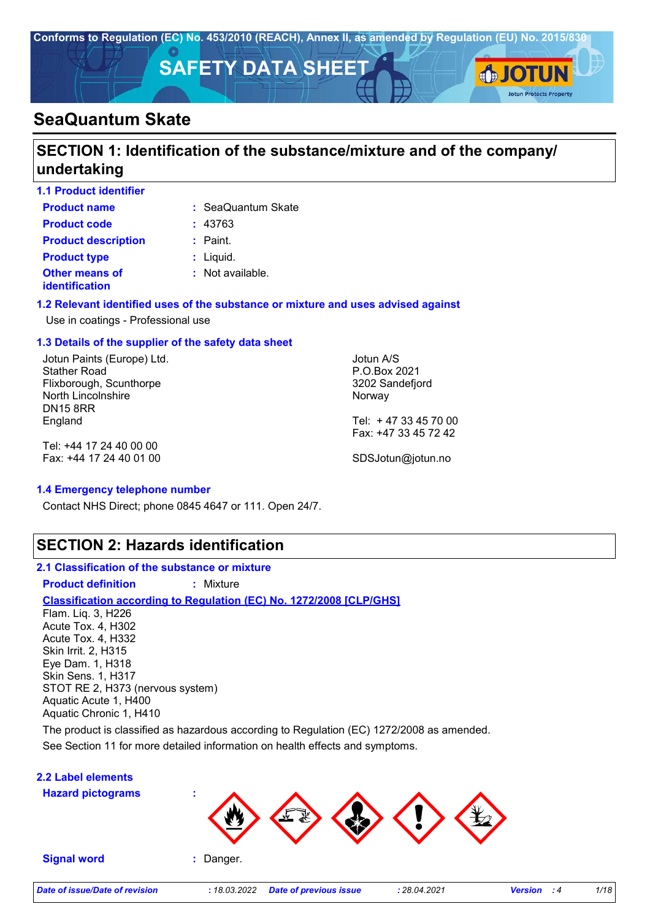Conforms to Regulation (EC) No. 453/2010 (REACH), Annex II, as amended by Regulation (EU) No. 2015/830

# SAFETY DATA SHEET

JOTUN — Jotun Protects Property

# SeaQuantum Skate

## SECTION 1: Identification of the substance/mixture and of the company/undertaking

### 1.1 Product identifier

**Product name** : SeaQuantum Skate

**Product code** : 43763

**Product description** : Paint.

**Product type** : Liquid.

**Other means of identification** : Not available.

### 1.2 Relevant identified uses of the substance or mixture and uses advised against

Use in coatings - Professional use

### 1.3 Details of the supplier of the safety data sheet

Jotun Paints (Europe) Ltd.
Stather Road
Flixborough, Scunthorpe
North Lincolnshire
DN15 8RR
England

Tel: +44 17 24 40 00 00
Fax: +44 17 24 40 01 00

Jotun A/S
P.O.Box 2021
3202 Sandefjord
Norway

Tel: + 47 33 45 70 00
Fax: +47 33 45 72 42

SDSJotun@jotun.no

### 1.4 Emergency telephone number

Contact NHS Direct; phone 0845 4647 or 111. Open 24/7.

## SECTION 2: Hazards identification

### 2.1 Classification of the substance or mixture

**Product definition** : Mixture

**Classification according to Regulation (EC) No. 1272/2008 [CLP/GHS]**

Flam. Liq. 3, H226
Acute Tox. 4, H302
Acute Tox. 4, H332
Skin Irrit. 2, H315
Eye Dam. 1, H318
Skin Sens. 1, H317
STOT RE 2, H373 (nervous system)
Aquatic Acute 1, H400
Aquatic Chronic 1, H410

The product is classified as hazardous according to Regulation (EC) 1272/2008 as amended.

See Section 11 for more detailed information on health effects and symptoms.

### 2.2 Label elements

**Hazard pictograms** :

**Signal word** : Danger.

*Date of issue/Date of revision* : 18.03.2022 *Date of previous issue* : 28.04.2021 *Version* : 4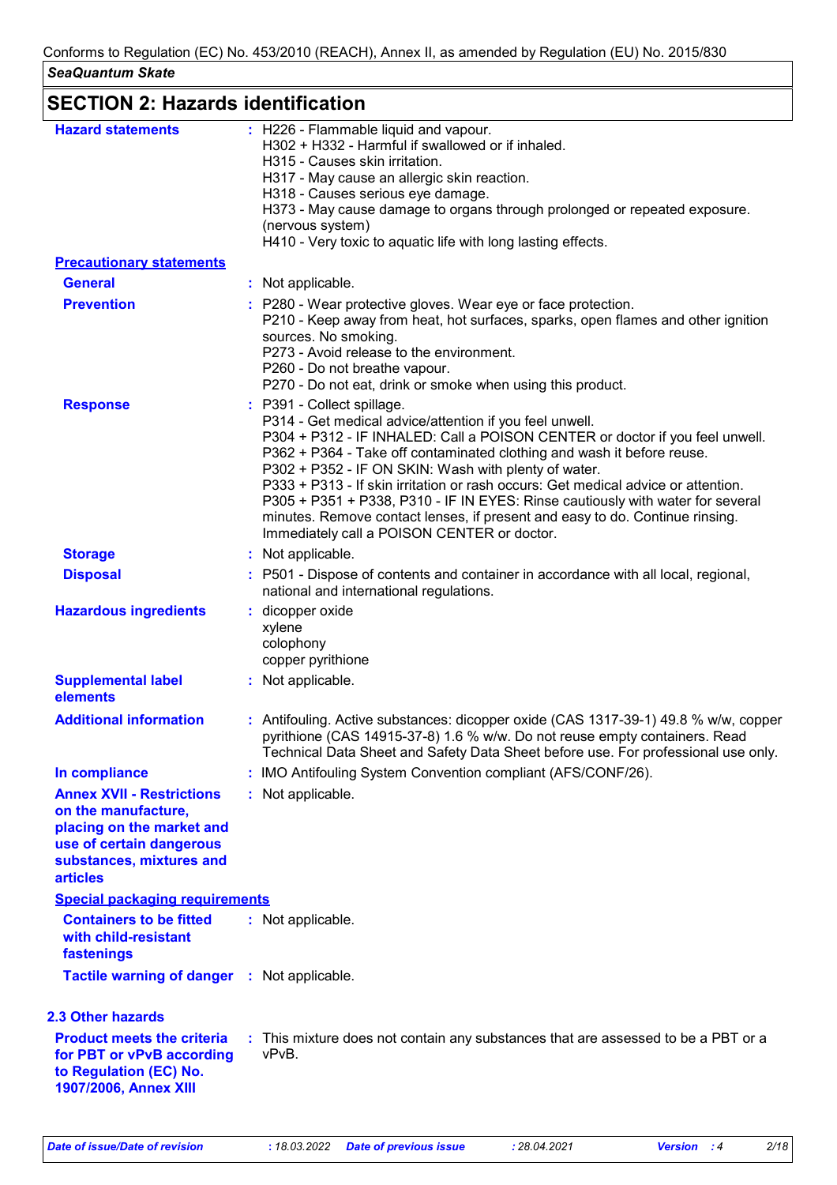## SECTION 2: Hazards identification

| | | |
|---|---|---|
| **Hazard statements** | : | H226 - Flammable liquid and vapour.<br>H302 + H332 - Harmful if swallowed or if inhaled.<br>H315 - Causes skin irritation.<br>H317 - May cause an allergic skin reaction.<br>H318 - Causes serious eye damage.<br>H373 - May cause damage to organs through prolonged or repeated exposure. (nervous system)<br>H410 - Very toxic to aquatic life with long lasting effects. |

**Precautionary statements**

| | | |
|---|---|---|
| **General** | : | Not applicable. |
| **Prevention** | : | P280 - Wear protective gloves. Wear eye or face protection.<br>P210 - Keep away from heat, hot surfaces, sparks, open flames and other ignition sources. No smoking.<br>P273 - Avoid release to the environment.<br>P260 - Do not breathe vapour.<br>P270 - Do not eat, drink or smoke when using this product. |
| **Response** | : | P391 - Collect spillage.<br>P314 - Get medical advice/attention if you feel unwell.<br>P304 + P312 - IF INHALED: Call a POISON CENTER or doctor if you feel unwell.<br>P362 + P364 - Take off contaminated clothing and wash it before reuse.<br>P302 + P352 - IF ON SKIN: Wash with plenty of water.<br>P333 + P313 - If skin irritation or rash occurs: Get medical advice or attention.<br>P305 + P351 + P338, P310 - IF IN EYES: Rinse cautiously with water for several minutes. Remove contact lenses, if present and easy to do. Continue rinsing. Immediately call a POISON CENTER or doctor. |
| **Storage** | : | Not applicable. |
| **Disposal** | : | P501 - Dispose of contents and container in accordance with all local, regional, national and international regulations. |
| **Hazardous ingredients** | : | dicopper oxide<br>xylene<br>colophony<br>copper pyrithione |
| **Supplemental label elements** | : | Not applicable. |
| **Additional information** | : | Antifouling. Active substances: dicopper oxide (CAS 1317-39-1) 49.8 % w/w, copper pyrithione (CAS 14915-37-8) 1.6 % w/w. Do not reuse empty containers. Read Technical Data Sheet and Safety Data Sheet before use. For professional use only. |
| **In compliance** | : | IMO Antifouling System Convention compliant (AFS/CONF/26). |
| **Annex XVII - Restrictions on the manufacture, placing on the market and use of certain dangerous substances, mixtures and articles** | : | Not applicable. |

**Special packaging requirements**

| | | |
|---|---|---|
| **Containers to be fitted with child-resistant fastenings** | : | Not applicable. |
| **Tactile warning of danger** | : | Not applicable. |

### 2.3 Other hazards

| | | |
|---|---|---|
| **Product meets the criteria for PBT or vPvB according to Regulation (EC) No. 1907/2006, Annex XIII** | : | This mixture does not contain any substances that are assessed to be a PBT or a vPvB. |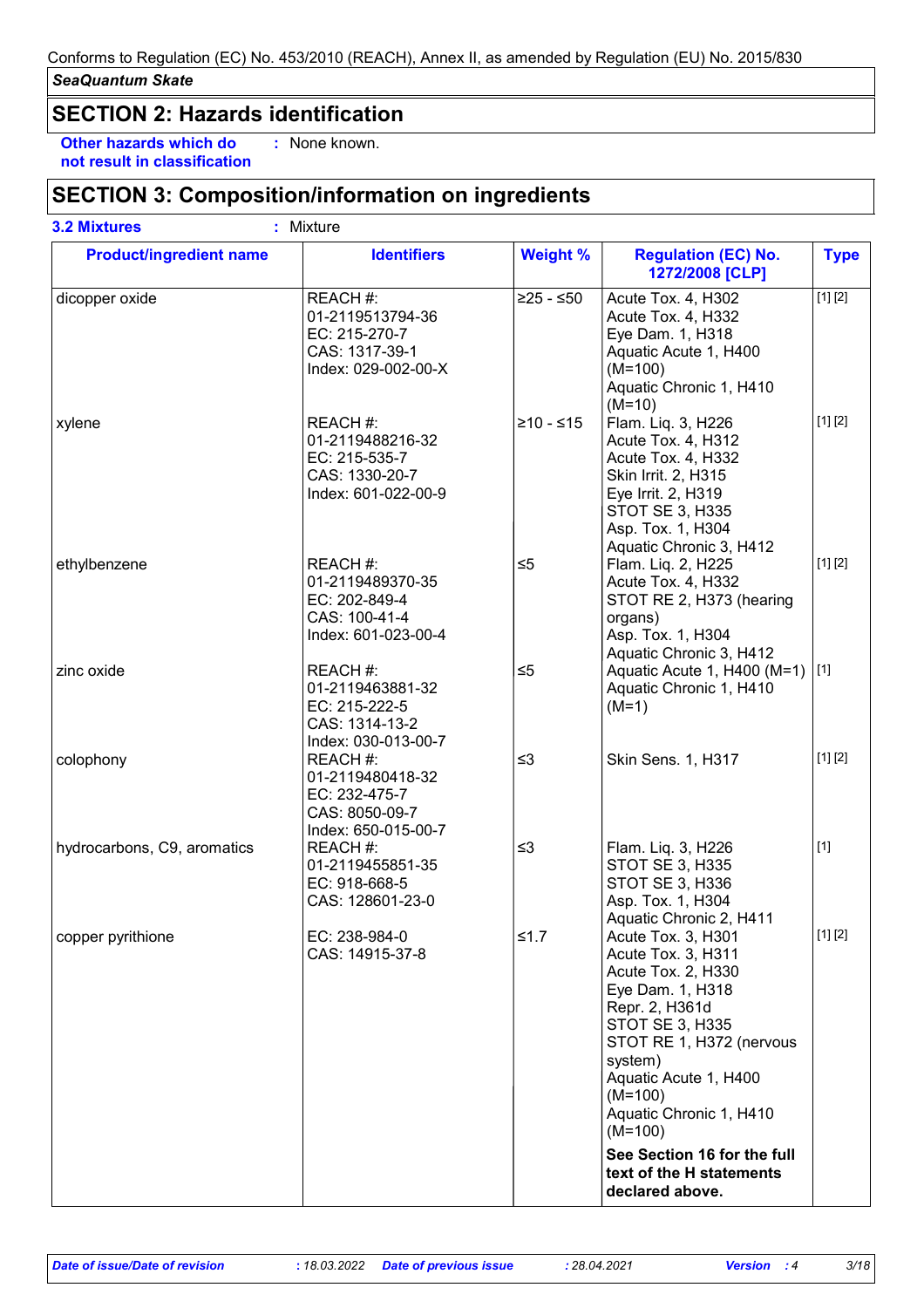Conforms to Regulation (EC) No. 453/2010 (REACH), Annex II, as amended by Regulation (EU) No. 2015/830

*SeaQuantum Skate*

## SECTION 2: Hazards identification

**Other hazards which do not result in classification** : None known.

## SECTION 3: Composition/information on ingredients

**3.2 Mixtures** : Mixture

| Product/ingredient name | Identifiers | Weight % | Regulation (EC) No. 1272/2008 [CLP] | Type |
|---|---|---|---|---|
| dicopper oxide | REACH #: 01-2119513794-36<br>EC: 215-270-7<br>CAS: 1317-39-1<br>Index: 029-002-00-X | ≥25 - ≤50 | Acute Tox. 4, H302<br>Acute Tox. 4, H332<br>Eye Dam. 1, H318<br>Aquatic Acute 1, H400 (M=100)<br>Aquatic Chronic 1, H410 (M=10) | [1] [2] |
| xylene | REACH #: 01-2119488216-32<br>EC: 215-535-7<br>CAS: 1330-20-7<br>Index: 601-022-00-9 | ≥10 - ≤15 | Flam. Liq. 3, H226<br>Acute Tox. 4, H312<br>Acute Tox. 4, H332<br>Skin Irrit. 2, H315<br>Eye Irrit. 2, H319<br>STOT SE 3, H335<br>Asp. Tox. 1, H304<br>Aquatic Chronic 3, H412 | [1] [2] |
| ethylbenzene | REACH #: 01-2119489370-35<br>EC: 202-849-4<br>CAS: 100-41-4<br>Index: 601-023-00-4 | ≤5 | Flam. Liq. 2, H225<br>Acute Tox. 4, H332<br>STOT RE 2, H373 (hearing organs)<br>Asp. Tox. 1, H304<br>Aquatic Chronic 3, H412 | [1] [2] |
| zinc oxide | REACH #: 01-2119463881-32<br>EC: 215-222-5<br>CAS: 1314-13-2<br>Index: 030-013-00-7 | ≤5 | Aquatic Acute 1, H400 (M=1)<br>Aquatic Chronic 1, H410 (M=1) | [1] |
| colophony | REACH #: 01-2119480418-32<br>EC: 232-475-7<br>CAS: 8050-09-7<br>Index: 650-015-00-7 | ≤3 | Skin Sens. 1, H317 | [1] [2] |
| hydrocarbons, C9, aromatics | REACH #: 01-2119455851-35<br>EC: 918-668-5<br>CAS: 128601-23-0 | ≤3 | Flam. Liq. 3, H226<br>STOT SE 3, H335<br>STOT SE 3, H336<br>Asp. Tox. 1, H304<br>Aquatic Chronic 2, H411 | [1] |
| copper pyrithione | EC: 238-984-0<br>CAS: 14915-37-8 | ≤1.7 | Acute Tox. 3, H301<br>Acute Tox. 3, H311<br>Acute Tox. 2, H330<br>Eye Dam. 1, H318<br>Repr. 2, H361d<br>STOT SE 3, H335<br>STOT RE 1, H372 (nervous system)<br>Aquatic Acute 1, H400 (M=100)<br>Aquatic Chronic 1, H410 (M=100)<br><br>**See Section 16 for the full text of the H statements declared above.** | [1] [2] |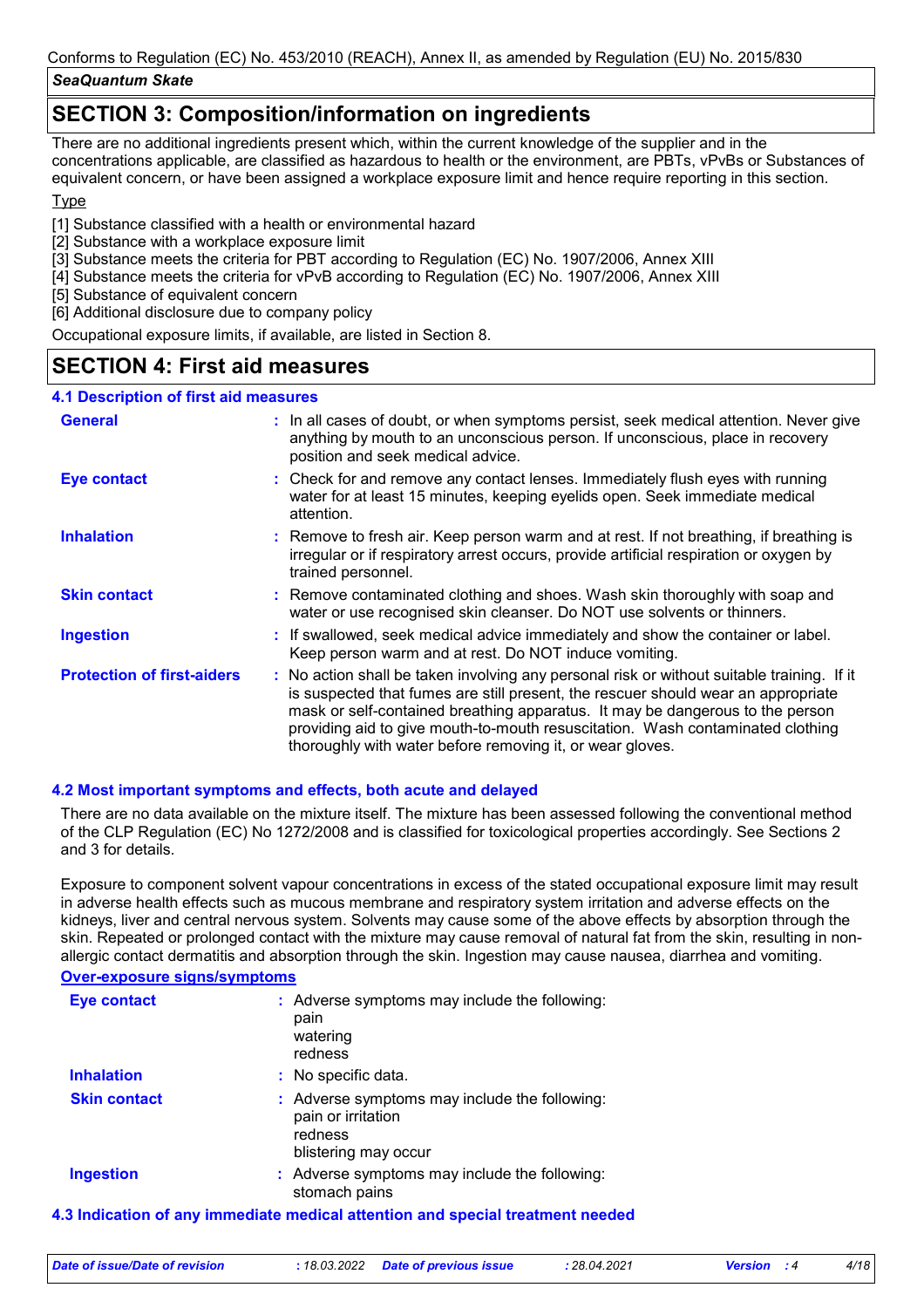## SECTION 3: Composition/information on ingredients

There are no additional ingredients present which, within the current knowledge of the supplier and in the concentrations applicable, are classified as hazardous to health or the environment, are PBTs, vPvBs or Substances of equivalent concern, or have been assigned a workplace exposure limit and hence require reporting in this section.

Type

[1] Substance classified with a health or environmental hazard
[2] Substance with a workplace exposure limit
[3] Substance meets the criteria for PBT according to Regulation (EC) No. 1907/2006, Annex XIII
[4] Substance meets the criteria for vPvB according to Regulation (EC) No. 1907/2006, Annex XIII
[5] Substance of equivalent concern
[6] Additional disclosure due to company policy

Occupational exposure limits, if available, are listed in Section 8.

## SECTION 4: First aid measures

### 4.1 Description of first aid measures

**General** : In all cases of doubt, or when symptoms persist, seek medical attention. Never give anything by mouth to an unconscious person. If unconscious, place in recovery position and seek medical advice.

**Eye contact** : Check for and remove any contact lenses. Immediately flush eyes with running water for at least 15 minutes, keeping eyelids open. Seek immediate medical attention.

**Inhalation** : Remove to fresh air. Keep person warm and at rest. If not breathing, if breathing is irregular or if respiratory arrest occurs, provide artificial respiration or oxygen by trained personnel.

**Skin contact** : Remove contaminated clothing and shoes. Wash skin thoroughly with soap and water or use recognised skin cleanser. Do NOT use solvents or thinners.

**Ingestion** : If swallowed, seek medical advice immediately and show the container or label. Keep person warm and at rest. Do NOT induce vomiting.

**Protection of first-aiders** : No action shall be taken involving any personal risk or without suitable training. If it is suspected that fumes are still present, the rescuer should wear an appropriate mask or self-contained breathing apparatus. It may be dangerous to the person providing aid to give mouth-to-mouth resuscitation. Wash contaminated clothing thoroughly with water before removing it, or wear gloves.

### 4.2 Most important symptoms and effects, both acute and delayed

There are no data available on the mixture itself. The mixture has been assessed following the conventional method of the CLP Regulation (EC) No 1272/2008 and is classified for toxicological properties accordingly. See Sections 2 and 3 for details.

Exposure to component solvent vapour concentrations in excess of the stated occupational exposure limit may result in adverse health effects such as mucous membrane and respiratory system irritation and adverse effects on the kidneys, liver and central nervous system. Solvents may cause some of the above effects by absorption through the skin. Repeated or prolonged contact with the mixture may cause removal of natural fat from the skin, resulting in non-allergic contact dermatitis and absorption through the skin. Ingestion may cause nausea, diarrhea and vomiting.

**Over-exposure signs/symptoms**

**Eye contact** : Adverse symptoms may include the following:
pain
watering
redness

**Inhalation** : No specific data.

**Skin contact** : Adverse symptoms may include the following:
pain or irritation
redness
blistering may occur

**Ingestion** : Adverse symptoms may include the following:
stomach pains

### 4.3 Indication of any immediate medical attention and special treatment needed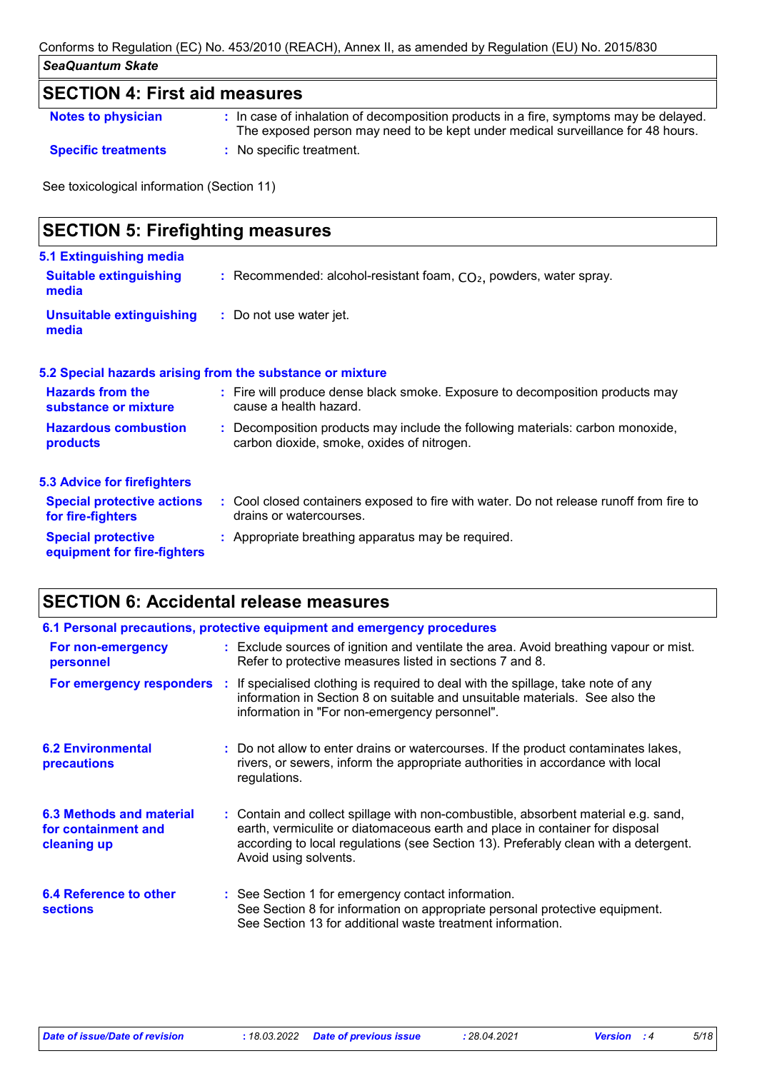## SECTION 4: First aid measures

**Notes to physician** : In case of inhalation of decomposition products in a fire, symptoms may be delayed. The exposed person may need to be kept under medical surveillance for 48 hours.

**Specific treatments** : No specific treatment.

See toxicological information (Section 11)

## SECTION 5: Firefighting measures

### 5.1 Extinguishing media

**Suitable extinguishing media** : Recommended: alcohol-resistant foam, $CO_2$, powders, water spray.

**Unsuitable extinguishing media** : Do not use water jet.

### 5.2 Special hazards arising from the substance or mixture

**Hazards from the substance or mixture** : Fire will produce dense black smoke. Exposure to decomposition products may cause a health hazard.

**Hazardous combustion products** : Decomposition products may include the following materials: carbon monoxide, carbon dioxide, smoke, oxides of nitrogen.

### 5.3 Advice for firefighters

**Special protective actions for fire-fighters** : Cool closed containers exposed to fire with water. Do not release runoff from fire to drains or watercourses.

**Special protective equipment for fire-fighters** : Appropriate breathing apparatus may be required.

## SECTION 6: Accidental release measures

### 6.1 Personal precautions, protective equipment and emergency procedures

**For non-emergency personnel** : Exclude sources of ignition and ventilate the area. Avoid breathing vapour or mist. Refer to protective measures listed in sections 7 and 8.

**For emergency responders** : If specialised clothing is required to deal with the spillage, take note of any information in Section 8 on suitable and unsuitable materials. See also the information in "For non-emergency personnel".

**6.2 Environmental precautions** : Do not allow to enter drains or watercourses. If the product contaminates lakes, rivers, or sewers, inform the appropriate authorities in accordance with local regulations.

**6.3 Methods and material for containment and cleaning up** : Contain and collect spillage with non-combustible, absorbent material e.g. sand, earth, vermiculite or diatomaceous earth and place in container for disposal according to local regulations (see Section 13). Preferably clean with a detergent. Avoid using solvents.

**6.4 Reference to other sections** : See Section 1 for emergency contact information.
See Section 8 for information on appropriate personal protective equipment.
See Section 13 for additional waste treatment information.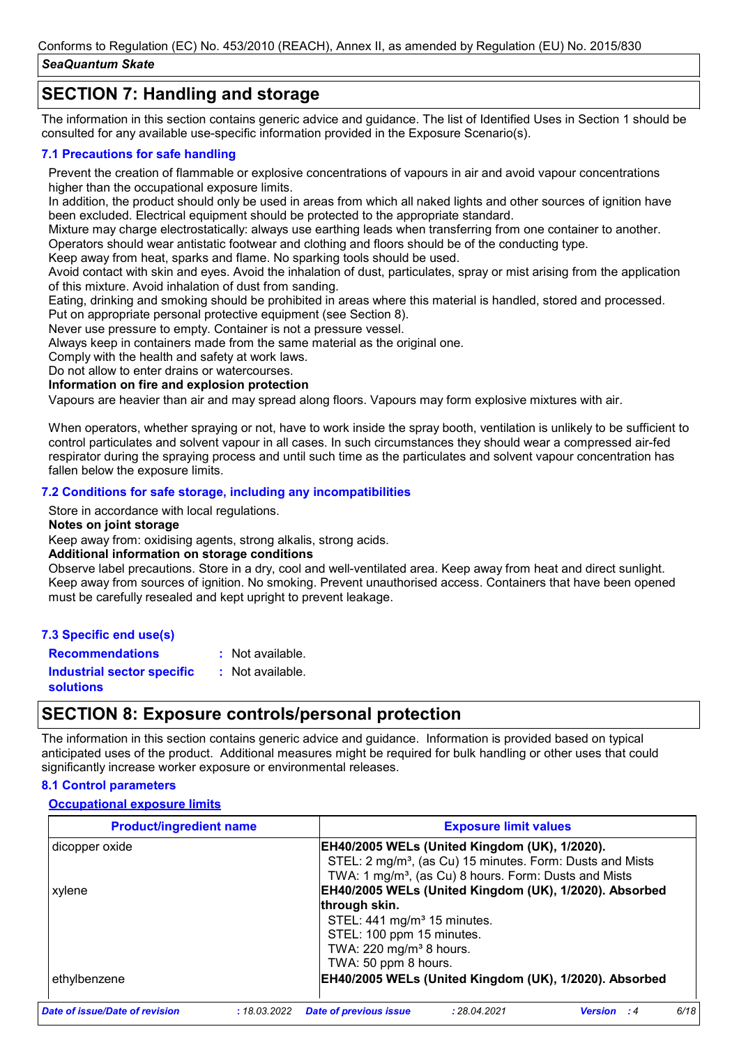## SECTION 7: Handling and storage

The information in this section contains generic advice and guidance. The list of Identified Uses in Section 1 should be consulted for any available use-specific information provided in the Exposure Scenario(s).

### 7.1 Precautions for safe handling

Prevent the creation of flammable or explosive concentrations of vapours in air and avoid vapour concentrations higher than the occupational exposure limits.
In addition, the product should only be used in areas from which all naked lights and other sources of ignition have been excluded. Electrical equipment should be protected to the appropriate standard.
Mixture may charge electrostatically: always use earthing leads when transferring from one container to another. Operators should wear antistatic footwear and clothing and floors should be of the conducting type.
Keep away from heat, sparks and flame. No sparking tools should be used.
Avoid contact with skin and eyes. Avoid the inhalation of dust, particulates, spray or mist arising from the application of this mixture. Avoid inhalation of dust from sanding.
Eating, drinking and smoking should be prohibited in areas where this material is handled, stored and processed.
Put on appropriate personal protective equipment (see Section 8).
Never use pressure to empty. Container is not a pressure vessel.
Always keep in containers made from the same material as the original one.
Comply with the health and safety at work laws.
Do not allow to enter drains or watercourses.

**Information on fire and explosion protection**

Vapours are heavier than air and may spread along floors. Vapours may form explosive mixtures with air.

When operators, whether spraying or not, have to work inside the spray booth, ventilation is unlikely to be sufficient to control particulates and solvent vapour in all cases. In such circumstances they should wear a compressed air-fed respirator during the spraying process and until such time as the particulates and solvent vapour concentration has fallen below the exposure limits.

### 7.2 Conditions for safe storage, including any incompatibilities

Store in accordance with local regulations.

**Notes on joint storage**

Keep away from: oxidising agents, strong alkalis, strong acids.

**Additional information on storage conditions**

Observe label precautions. Store in a dry, cool and well-ventilated area. Keep away from heat and direct sunlight. Keep away from sources of ignition. No smoking. Prevent unauthorised access. Containers that have been opened must be carefully resealed and kept upright to prevent leakage.

### 7.3 Specific end use(s)

**Recommendations** : Not available.

**Industrial sector specific solutions** : Not available.

## SECTION 8: Exposure controls/personal protection

The information in this section contains generic advice and guidance. Information is provided based on typical anticipated uses of the product. Additional measures might be required for bulk handling or other uses that could significantly increase worker exposure or environmental releases.

### 8.1 Control parameters

**Occupational exposure limits**

| Product/ingredient name | Exposure limit values |
|---|---|
| dicopper oxide | **EH40/2005 WELs (United Kingdom (UK), 1/2020).**<br>STEL: 2 mg/m³, (as Cu) 15 minutes. Form: Dusts and Mists<br>TWA: 1 mg/m³, (as Cu) 8 hours. Form: Dusts and Mists |
| xylene | **EH40/2005 WELs (United Kingdom (UK), 1/2020). Absorbed through skin.**<br>STEL: 441 mg/m³ 15 minutes.<br>STEL: 100 ppm 15 minutes.<br>TWA: 220 mg/m³ 8 hours.<br>TWA: 50 ppm 8 hours. |
| ethylbenzene | **EH40/2005 WELs (United Kingdom (UK), 1/2020). Absorbed** |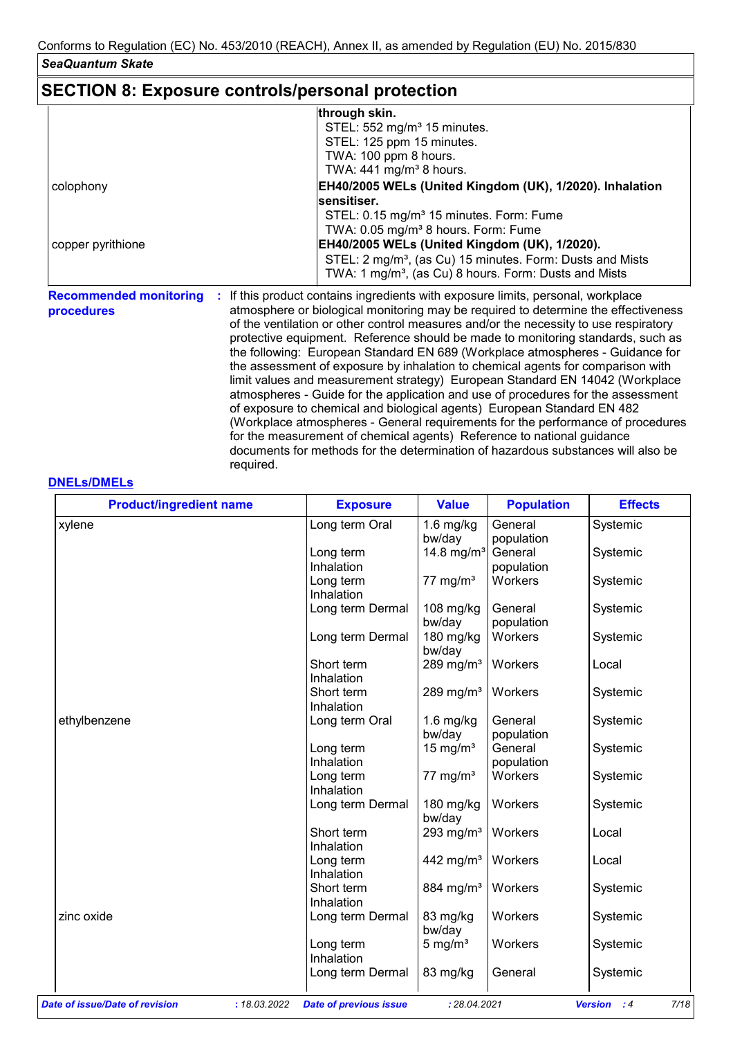## SECTION 8: Exposure controls/personal protection

| | |
|---|---|
| | **through skin.**<br>STEL: 552 mg/m³ 15 minutes.<br>STEL: 125 ppm 15 minutes.<br>TWA: 100 ppm 8 hours.<br>TWA: 441 mg/m³ 8 hours. |
| colophony | **EH40/2005 WELs (United Kingdom (UK), 1/2020). Inhalation sensitiser.**<br>STEL: 0.15 mg/m³ 15 minutes. Form: Fume<br>TWA: 0.05 mg/m³ 8 hours. Form: Fume |
| copper pyrithione | **EH40/2005 WELs (United Kingdom (UK), 1/2020).**<br>STEL: 2 mg/m³, (as Cu) 15 minutes. Form: Dusts and Mists<br>TWA: 1 mg/m³, (as Cu) 8 hours. Form: Dusts and Mists |

**Recommended monitoring procedures** : If this product contains ingredients with exposure limits, personal, workplace atmosphere or biological monitoring may be required to determine the effectiveness of the ventilation or other control measures and/or the necessity to use respiratory protective equipment. Reference should be made to monitoring standards, such as the following: European Standard EN 689 (Workplace atmospheres - Guidance for the assessment of exposure by inhalation to chemical agents for comparison with limit values and measurement strategy) European Standard EN 14042 (Workplace atmospheres - Guide for the application and use of procedures for the assessment of exposure to chemical and biological agents) European Standard EN 482 (Workplace atmospheres - General requirements for the performance of procedures for the measurement of chemical agents) Reference to national guidance documents for methods for the determination of hazardous substances will also be required.

### DNELs/DMELs

| Product/ingredient name | Exposure | Value | Population | Effects |
|---|---|---|---|---|
| xylene | Long term Oral | 1.6 mg/kg bw/day | General population | Systemic |
| | Long term Inhalation | 14.8 mg/m³ | General population | Systemic |
| | Long term Inhalation | 77 mg/m³ | Workers | Systemic |
| | Long term Dermal | 108 mg/kg bw/day | General population | Systemic |
| | Long term Dermal | 180 mg/kg bw/day | Workers | Systemic |
| | Short term Inhalation | 289 mg/m³ | Workers | Local |
| | Short term Inhalation | 289 mg/m³ | Workers | Systemic |
| ethylbenzene | Long term Oral | 1.6 mg/kg bw/day | General population | Systemic |
| | Long term Inhalation | 15 mg/m³ | General population | Systemic |
| | Long term Inhalation | 77 mg/m³ | Workers | Systemic |
| | Long term Dermal | 180 mg/kg bw/day | Workers | Systemic |
| | Short term Inhalation | 293 mg/m³ | Workers | Local |
| | Long term Inhalation | 442 mg/m³ | Workers | Local |
| | Short term Inhalation | 884 mg/m³ | Workers | Systemic |
| zinc oxide | Long term Dermal | 83 mg/kg bw/day | Workers | Systemic |
| | Long term Inhalation | 5 mg/m³ | Workers | Systemic |
| | Long term Dermal | 83 mg/kg | General | Systemic |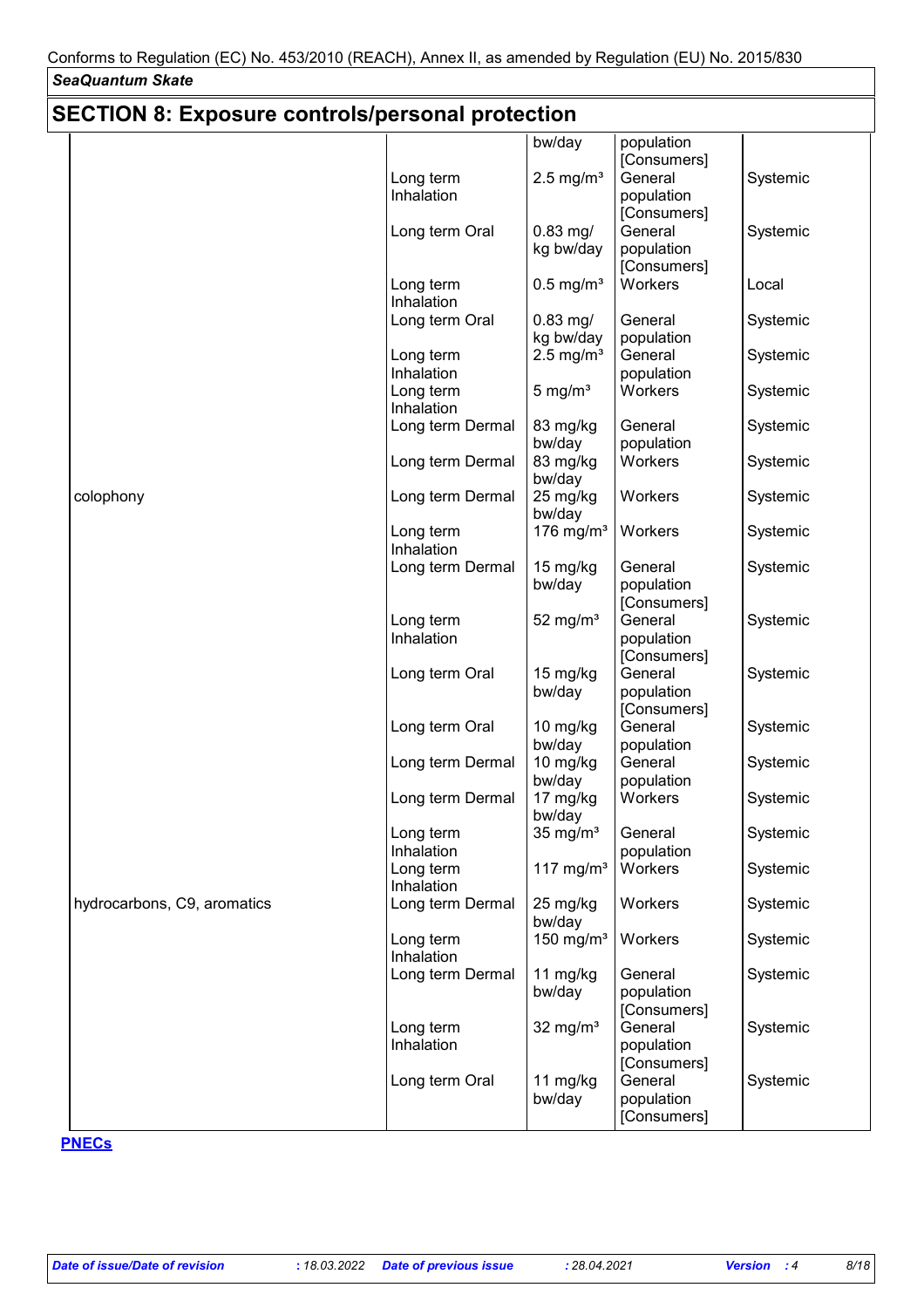## SECTION 8: Exposure controls/personal protection

| | | | | |
|---|---|---|---|---|
| | | bw/day | population [Consumers] | |
| | Long term Inhalation | 2.5 mg/m³ | General population [Consumers] | Systemic |
| | Long term Oral | 0.83 mg/kg bw/day | General population [Consumers] | Systemic |
| | Long term Inhalation | 0.5 mg/m³ | Workers | Local |
| | Long term Oral | 0.83 mg/kg bw/day | General population | Systemic |
| | Long term Inhalation | 2.5 mg/m³ | General population | Systemic |
| | Long term Inhalation | 5 mg/m³ | Workers | Systemic |
| | Long term Dermal | 83 mg/kg bw/day | General population | Systemic |
| | Long term Dermal | 83 mg/kg bw/day | Workers | Systemic |
| colophony | Long term Dermal | 25 mg/kg bw/day | Workers | Systemic |
| | Long term Inhalation | 176 mg/m³ | Workers | Systemic |
| | Long term Dermal | 15 mg/kg bw/day | General population [Consumers] | Systemic |
| | Long term Inhalation | 52 mg/m³ | General population [Consumers] | Systemic |
| | Long term Oral | 15 mg/kg bw/day | General population [Consumers] | Systemic |
| | Long term Oral | 10 mg/kg bw/day | General population | Systemic |
| | Long term Dermal | 10 mg/kg bw/day | General population | Systemic |
| | Long term Dermal | 17 mg/kg bw/day | Workers | Systemic |
| | Long term Inhalation | 35 mg/m³ | General population | Systemic |
| | Long term Inhalation | 117 mg/m³ | Workers | Systemic |
| hydrocarbons, C9, aromatics | Long term Dermal | 25 mg/kg bw/day | Workers | Systemic |
| | Long term Inhalation | 150 mg/m³ | Workers | Systemic |
| | Long term Dermal | 11 mg/kg bw/day | General population [Consumers] | Systemic |
| | Long term Inhalation | 32 mg/m³ | General population [Consumers] | Systemic |
| | Long term Oral | 11 mg/kg bw/day | General population [Consumers] | Systemic |

**PNECs**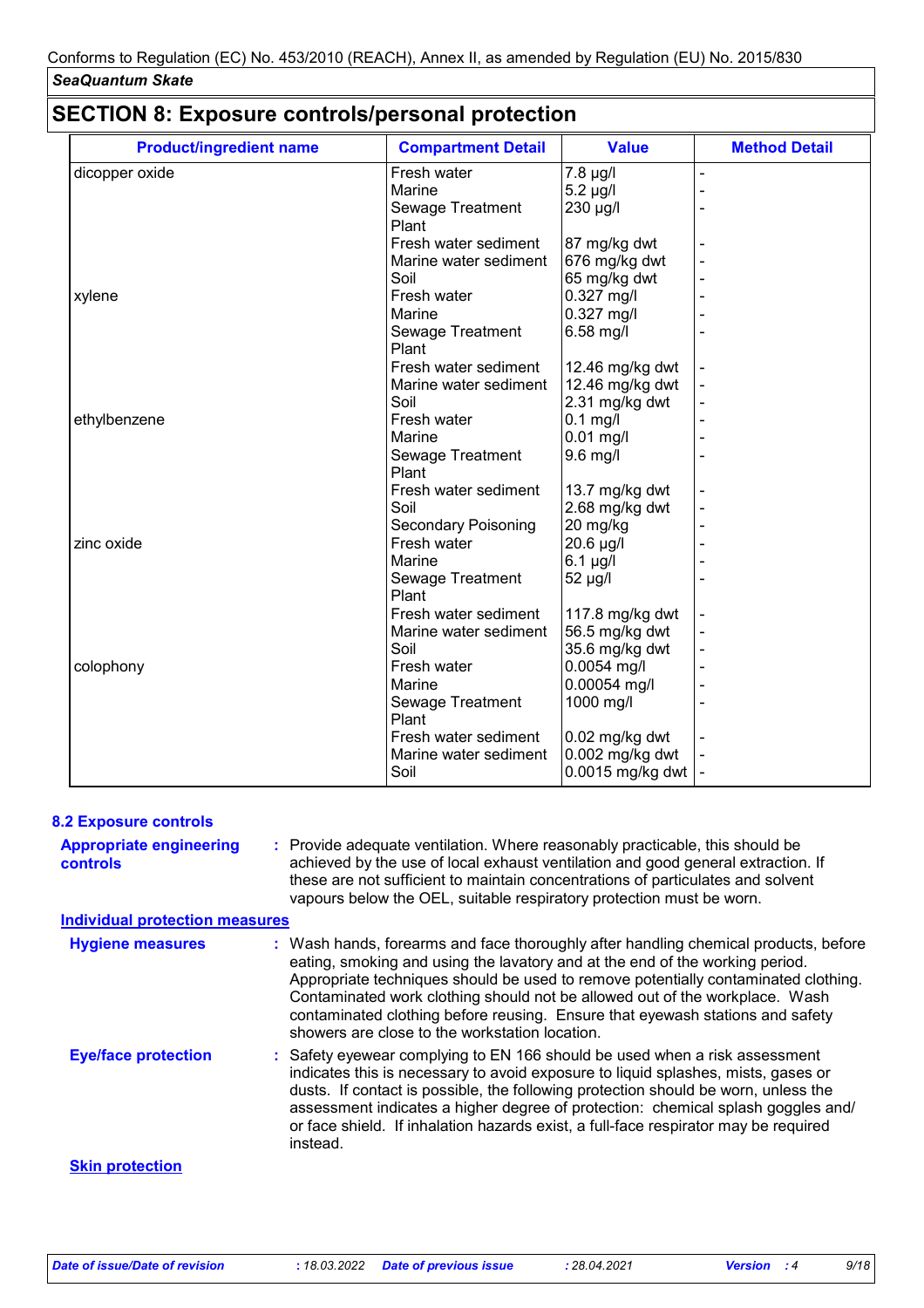Conforms to Regulation (EC) No. 453/2010 (REACH), Annex II, as amended by Regulation (EU) No. 2015/830

*SeaQuantum Skate*

## SECTION 8: Exposure controls/personal protection

| Product/ingredient name | Compartment Detail | Value | Method Detail |
|---|---|---|---|
| dicopper oxide | Fresh water | 7.8 µg/l | - |
| | Marine | 5.2 µg/l | - |
| | Sewage Treatment Plant | 230 µg/l | - |
| | Fresh water sediment | 87 mg/kg dwt | - |
| | Marine water sediment | 676 mg/kg dwt | - |
| | Soil | 65 mg/kg dwt | - |
| xylene | Fresh water | 0.327 mg/l | - |
| | Marine | 0.327 mg/l | - |
| | Sewage Treatment Plant | 6.58 mg/l | - |
| | Fresh water sediment | 12.46 mg/kg dwt | - |
| | Marine water sediment | 12.46 mg/kg dwt | - |
| | Soil | 2.31 mg/kg dwt | - |
| ethylbenzene | Fresh water | 0.1 mg/l | - |
| | Marine | 0.01 mg/l | - |
| | Sewage Treatment Plant | 9.6 mg/l | - |
| | Fresh water sediment | 13.7 mg/kg dwt | - |
| | Soil | 2.68 mg/kg dwt | - |
| | Secondary Poisoning | 20 mg/kg | - |
| zinc oxide | Fresh water | 20.6 µg/l | - |
| | Marine | 6.1 µg/l | - |
| | Sewage Treatment Plant | 52 µg/l | - |
| | Fresh water sediment | 117.8 mg/kg dwt | - |
| | Marine water sediment | 56.5 mg/kg dwt | - |
| | Soil | 35.6 mg/kg dwt | - |
| colophony | Fresh water | 0.0054 mg/l | - |
| | Marine | 0.00054 mg/l | - |
| | Sewage Treatment Plant | 1000 mg/l | - |
| | Fresh water sediment | 0.02 mg/kg dwt | - |
| | Marine water sediment | 0.002 mg/kg dwt | - |
| | Soil | 0.0015 mg/kg dwt | - |

### 8.2 Exposure controls

**Appropriate engineering controls** : Provide adequate ventilation. Where reasonably practicable, this should be achieved by the use of local exhaust ventilation and good general extraction. If these are not sufficient to maintain concentrations of particulates and solvent vapours below the OEL, suitable respiratory protection must be worn.

**Individual protection measures**

**Hygiene measures** : Wash hands, forearms and face thoroughly after handling chemical products, before eating, smoking and using the lavatory and at the end of the working period. Appropriate techniques should be used to remove potentially contaminated clothing. Contaminated work clothing should not be allowed out of the workplace. Wash contaminated clothing before reusing. Ensure that eyewash stations and safety showers are close to the workstation location.

**Eye/face protection** : Safety eyewear complying to EN 166 should be used when a risk assessment indicates this is necessary to avoid exposure to liquid splashes, mists, gases or dusts. If contact is possible, the following protection should be worn, unless the assessment indicates a higher degree of protection: chemical splash goggles and/or face shield. If inhalation hazards exist, a full-face respirator may be required instead.

**Skin protection**

*Date of issue/Date of revision* : 18.03.2022 *Date of previous issue* : 28.04.2021 *Version* : 4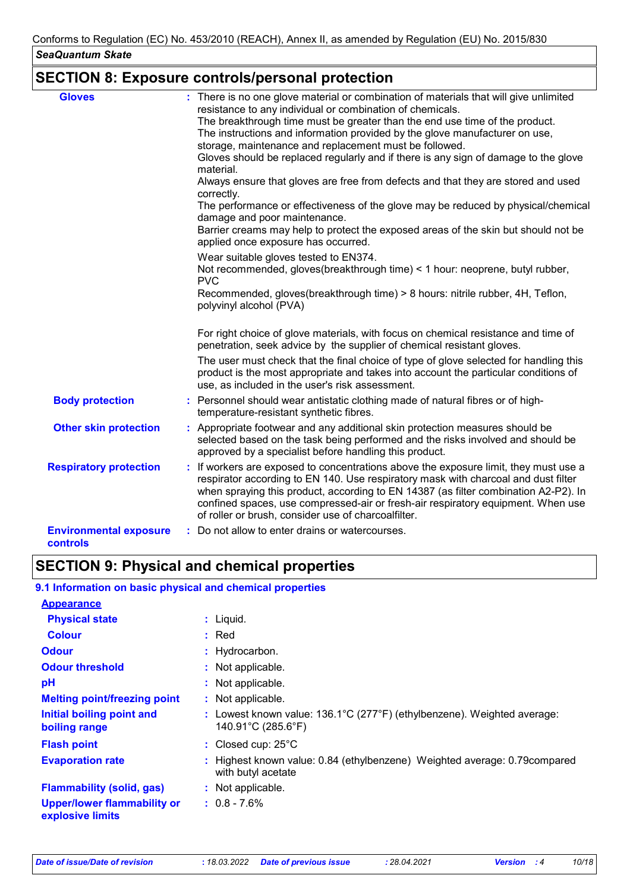## SECTION 8: Exposure controls/personal protection

| | | |
|---|---|---|
| **Gloves** | : | There is no one glove material or combination of materials that will give unlimited resistance to any individual or combination of chemicals.<br>The breakthrough time must be greater than the end use time of the product.<br>The instructions and information provided by the glove manufacturer on use, storage, maintenance and replacement must be followed.<br>Gloves should be replaced regularly and if there is any sign of damage to the glove material.<br>Always ensure that gloves are free from defects and that they are stored and used correctly.<br>The performance or effectiveness of the glove may be reduced by physical/chemical damage and poor maintenance.<br>Barrier creams may help to protect the exposed areas of the skin but should not be applied once exposure has occurred.<br>Wear suitable gloves tested to EN374.<br>Not recommended, gloves(breakthrough time) < 1 hour: neoprene, butyl rubber, PVC<br>Recommended, gloves(breakthrough time) > 8 hours: nitrile rubber, 4H, Teflon, polyvinyl alcohol (PVA)<br><br>For right choice of glove materials, with focus on chemical resistance and time of penetration, seek advice by the supplier of chemical resistant gloves.<br>The user must check that the final choice of type of glove selected for handling this product is the most appropriate and takes into account the particular conditions of use, as included in the user's risk assessment. |
| **Body protection** | : | Personnel should wear antistatic clothing made of natural fibres or of high-temperature-resistant synthetic fibres. |
| **Other skin protection** | : | Appropriate footwear and any additional skin protection measures should be selected based on the task being performed and the risks involved and should be approved by a specialist before handling this product. |
| **Respiratory protection** | : | If workers are exposed to concentrations above the exposure limit, they must use a respirator according to EN 140. Use respiratory mask with charcoal and dust filter when spraying this product, according to EN 14387 (as filter combination A2-P2). In confined spaces, use compressed-air or fresh-air respiratory equipment. When use of roller or brush, consider use of charcoalfilter. |
| **Environmental exposure controls** | : | Do not allow to enter drains or watercourses. |

## SECTION 9: Physical and chemical properties

### 9.1 Information on basic physical and chemical properties

| | | |
|---|---|---|
| **Appearance** | | |
| **Physical state** | : | Liquid. |
| **Colour** | : | Red |
| **Odour** | : | Hydrocarbon. |
| **Odour threshold** | : | Not applicable. |
| **pH** | : | Not applicable. |
| **Melting point/freezing point** | : | Not applicable. |
| **Initial boiling point and boiling range** | : | Lowest known value: 136.1°C (277°F) (ethylbenzene). Weighted average: 140.91°C (285.6°F) |
| **Flash point** | : | Closed cup: 25°C |
| **Evaporation rate** | : | Highest known value: 0.84 (ethylbenzene) Weighted average: 0.79compared with butyl acetate |
| **Flammability (solid, gas)** | : | Not applicable. |
| **Upper/lower flammability or explosive limits** | : | 0.8 - 7.6% |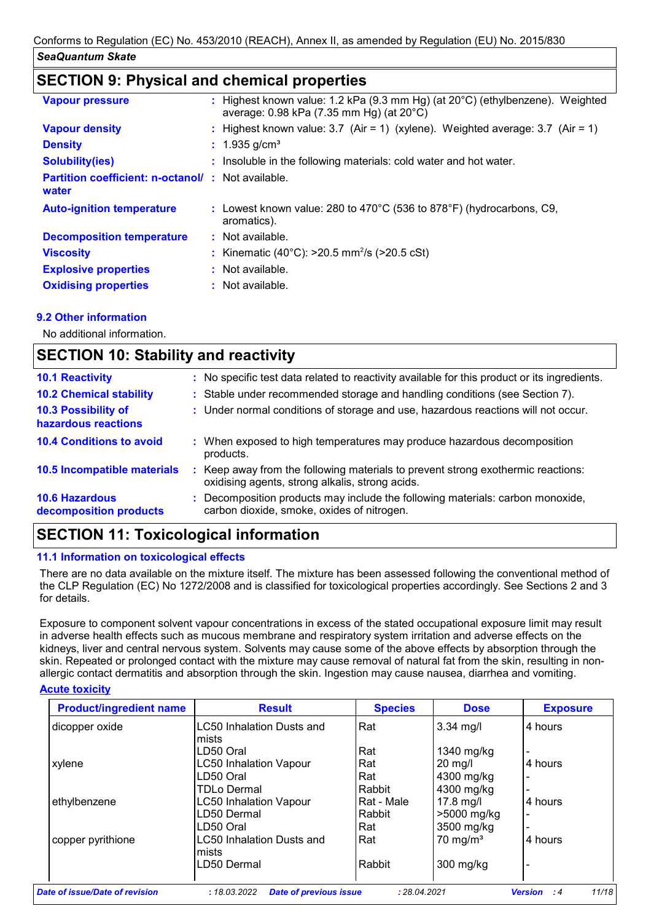## SECTION 9: Physical and chemical properties

| | |
|---|---|
| **Vapour pressure** | : Highest known value: 1.2 kPa (9.3 mm Hg) (at 20°C) (ethylbenzene). Weighted average: 0.98 kPa (7.35 mm Hg) (at 20°C) |
| **Vapour density** | : Highest known value: 3.7 (Air = 1) (xylene). Weighted average: 3.7 (Air = 1) |
| **Density** | : 1.935 g/cm³ |
| **Solubility(ies)** | : Insoluble in the following materials: cold water and hot water. |
| **Partition coefficient: n-octanol/ water** | : Not available. |
| **Auto-ignition temperature** | : Lowest known value: 280 to 470°C (536 to 878°F) (hydrocarbons, C9, aromatics). |
| **Decomposition temperature** | : Not available. |
| **Viscosity** | : Kinematic (40°C): >20.5 mm²/s (>20.5 cSt) |
| **Explosive properties** | : Not available. |
| **Oxidising properties** | : Not available. |

### 9.2 Other information

No additional information.

## SECTION 10: Stability and reactivity

| | |
|---|---|
| **10.1 Reactivity** | : No specific test data related to reactivity available for this product or its ingredients. |
| **10.2 Chemical stability** | : Stable under recommended storage and handling conditions (see Section 7). |
| **10.3 Possibility of hazardous reactions** | : Under normal conditions of storage and use, hazardous reactions will not occur. |
| **10.4 Conditions to avoid** | : When exposed to high temperatures may produce hazardous decomposition products. |
| **10.5 Incompatible materials** | : Keep away from the following materials to prevent strong exothermic reactions: oxidising agents, strong alkalis, strong acids. |
| **10.6 Hazardous decomposition products** | : Decomposition products may include the following materials: carbon monoxide, carbon dioxide, smoke, oxides of nitrogen. |

## SECTION 11: Toxicological information

### 11.1 Information on toxicological effects

There are no data available on the mixture itself. The mixture has been assessed following the conventional method of the CLP Regulation (EC) No 1272/2008 and is classified for toxicological properties accordingly. See Sections 2 and 3 for details.

Exposure to component solvent vapour concentrations in excess of the stated occupational exposure limit may result in adverse health effects such as mucous membrane and respiratory system irritation and adverse effects on the kidneys, liver and central nervous system. Solvents may cause some of the above effects by absorption through the skin. Repeated or prolonged contact with the mixture may cause removal of natural fat from the skin, resulting in non-allergic contact dermatitis and absorption through the skin. Ingestion may cause nausea, diarrhea and vomiting.

**Acute toxicity**

| Product/ingredient name | Result | Species | Dose | Exposure |
|---|---|---|---|---|
| dicopper oxide | LC50 Inhalation Dusts and mists | Rat | 3.34 mg/l | 4 hours |
| | LD50 Oral | Rat | 1340 mg/kg | - |
| xylene | LC50 Inhalation Vapour | Rat | 20 mg/l | 4 hours |
| | LD50 Oral | Rat | 4300 mg/kg | - |
| | TDLo Dermal | Rabbit | 4300 mg/kg | - |
| ethylbenzene | LC50 Inhalation Vapour | Rat - Male | 17.8 mg/l | 4 hours |
| | LD50 Dermal | Rabbit | >5000 mg/kg | - |
| | LD50 Oral | Rat | 3500 mg/kg | - |
| copper pyrithione | LC50 Inhalation Dusts and mists | Rat | 70 mg/m³ | 4 hours |
| | LD50 Dermal | Rabbit | 300 mg/kg | - |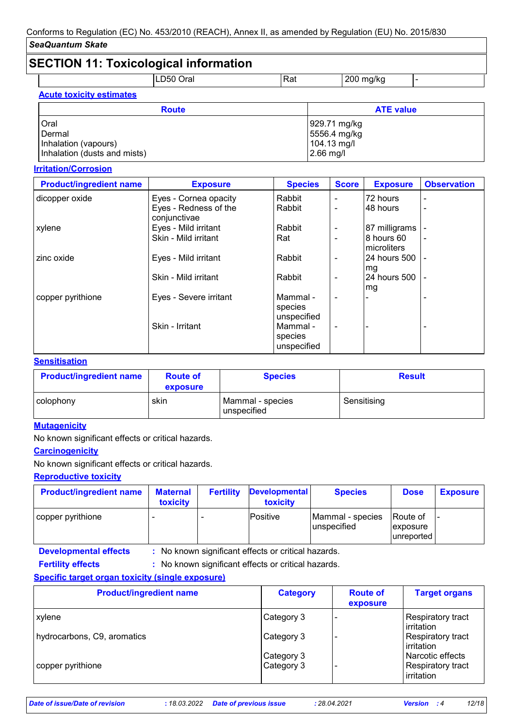## SECTION 11: Toxicological information

| | LD50 Oral | Rat | 200 mg/kg | - |
|---|---|---|---|---|

**Acute toxicity estimates**

| Route | ATE value |
|---|---|
| Oral | 929.71 mg/kg |
| Dermal | 5556.4 mg/kg |
| Inhalation (vapours) | 104.13 mg/l |
| Inhalation (dusts and mists) | 2.66 mg/l |

**Irritation/Corrosion**

| Product/ingredient name | Exposure | Species | Score | Exposure | Observation |
|---|---|---|---|---|---|
| dicopper oxide | Eyes - Cornea opacity | Rabbit | - | 72 hours | - |
| | Eyes - Redness of the conjunctivae | Rabbit | - | 48 hours | - |
| xylene | Eyes - Mild irritant | Rabbit | - | 87 milligrams | - |
| | Skin - Mild irritant | Rat | - | 8 hours 60 microliters | - |
| zinc oxide | Eyes - Mild irritant | Rabbit | - | 24 hours 500 mg | - |
| | Skin - Mild irritant | Rabbit | - | 24 hours 500 mg | - |
| copper pyrithione | Eyes - Severe irritant | Mammal - species unspecified | - | - | - |
| | Skin - Irritant | Mammal - species unspecified | - | - | - |

**Sensitisation**

| Product/ingredient name | Route of exposure | Species | Result |
|---|---|---|---|
| colophony | skin | Mammal - species unspecified | Sensitising |

**Mutagenicity**

No known significant effects or critical hazards.

**Carcinogenicity**

No known significant effects or critical hazards.

**Reproductive toxicity**

| Product/ingredient name | Maternal toxicity | Fertility | Developmental toxicity | Species | Dose | Exposure |
|---|---|---|---|---|---|---|
| copper pyrithione | - | - | Positive | Mammal - species unspecified | Route of exposure unreported | - |

**Developmental effects** : No known significant effects or critical hazards.

**Fertility effects** : No known significant effects or critical hazards.

**Specific target organ toxicity (single exposure)**

| Product/ingredient name | Category | Route of exposure | Target organs |
|---|---|---|---|
| xylene | Category 3 | - | Respiratory tract irritation |
| hydrocarbons, C9, aromatics | Category 3 | - | Respiratory tract irritation |
| | Category 3 | | Narcotic effects |
| copper pyrithione | Category 3 | - | Respiratory tract irritation |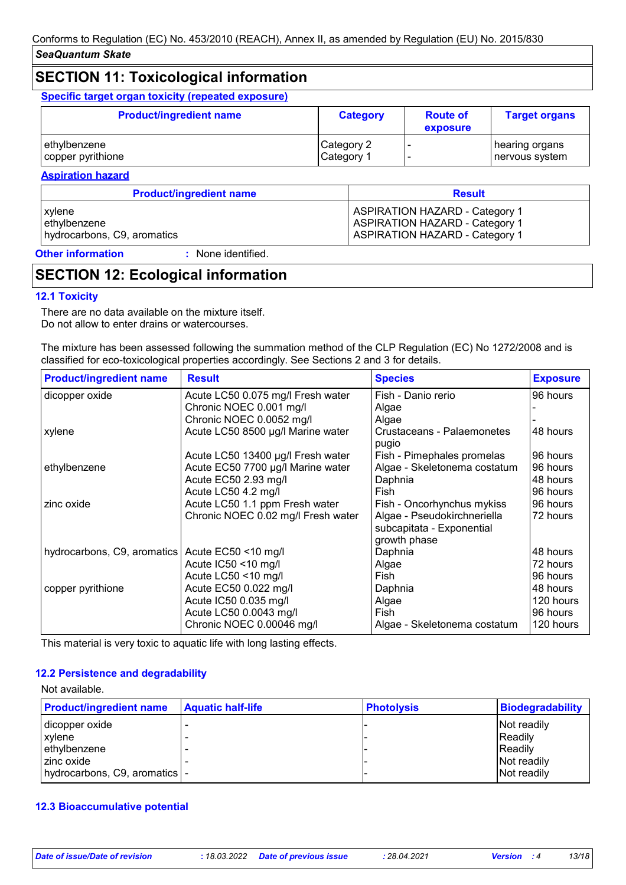## SECTION 11: Toxicological information

**Specific target organ toxicity (repeated exposure)**

| Product/ingredient name | Category | Route of exposure | Target organs |
|---|---|---|---|
| ethylbenzene | Category 2 | - | hearing organs |
| copper pyrithione | Category 1 | - | nervous system |

**Aspiration hazard**

| Product/ingredient name | Result |
|---|---|
| xylene | ASPIRATION HAZARD - Category 1 |
| ethylbenzene | ASPIRATION HAZARD - Category 1 |
| hydrocarbons, C9, aromatics | ASPIRATION HAZARD - Category 1 |

**Other information** : None identified.

## SECTION 12: Ecological information

### 12.1 Toxicity

There are no data available on the mixture itself.
Do not allow to enter drains or watercourses.

The mixture has been assessed following the summation method of the CLP Regulation (EC) No 1272/2008 and is classified for eco-toxicological properties accordingly. See Sections 2 and 3 for details.

| Product/ingredient name | Result | Species | Exposure |
|---|---|---|---|
| dicopper oxide | Acute LC50 0.075 mg/l Fresh water | Fish - Danio rerio | 96 hours |
| | Chronic NOEC 0.001 mg/l | Algae | - |
| | Chronic NOEC 0.0052 mg/l | Algae | - |
| xylene | Acute LC50 8500 µg/l Marine water | Crustaceans - Palaemonetes pugio | 48 hours |
| | Acute LC50 13400 µg/l Fresh water | Fish - Pimephales promelas | 96 hours |
| ethylbenzene | Acute EC50 7700 µg/l Marine water | Algae - Skeletonema costatum | 96 hours |
| | Acute EC50 2.93 mg/l | Daphnia | 48 hours |
| | Acute LC50 4.2 mg/l | Fish | 96 hours |
| zinc oxide | Acute LC50 1.1 ppm Fresh water | Fish - Oncorhynchus mykiss | 96 hours |
| | Chronic NOEC 0.02 mg/l Fresh water | Algae - Pseudokirchneriella subcapitata - Exponential growth phase | 72 hours |
| hydrocarbons, C9, aromatics | Acute EC50 <10 mg/l | Daphnia | 48 hours |
| | Acute IC50 <10 mg/l | Algae | 72 hours |
| | Acute LC50 <10 mg/l | Fish | 96 hours |
| copper pyrithione | Acute EC50 0.022 mg/l | Daphnia | 48 hours |
| | Acute IC50 0.035 mg/l | Algae | 120 hours |
| | Acute LC50 0.0043 mg/l | Fish | 96 hours |
| | Chronic NOEC 0.00046 mg/l | Algae - Skeletonema costatum | 120 hours |

This material is very toxic to aquatic life with long lasting effects.

### 12.2 Persistence and degradability

Not available.

| Product/ingredient name | Aquatic half-life | Photolysis | Biodegradability |
|---|---|---|---|
| dicopper oxide | - | - | Not readily |
| xylene | - | - | Readily |
| ethylbenzene | - | - | Readily |
| zinc oxide | - | - | Not readily |
| hydrocarbons, C9, aromatics | - | - | Not readily |

### 12.3 Bioaccumulative potential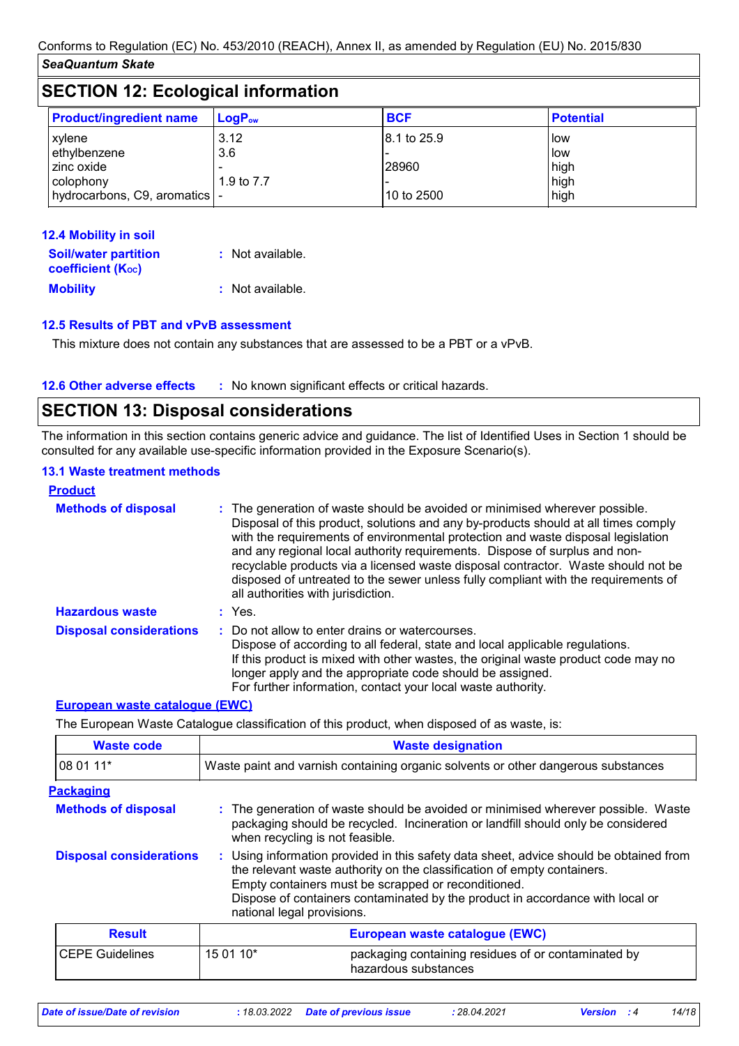## SECTION 12: Ecological information

| Product/ingredient name | $LogP_{ow}$ | BCF | Potential |
|---|---|---|---|
| xylene | 3.12 | 8.1 to 25.9 | low |
| ethylbenzene | 3.6 | - | low |
| zinc oxide | - | 28960 | high |
| colophony | 1.9 to 7.7 | - | high |
| hydrocarbons, C9, aromatics | - | 10 to 2500 | high |

### 12.4 Mobility in soil

**Soil/water partition coefficient ($K_{OC}$)** : Not available.

**Mobility** : Not available.

### 12.5 Results of PBT and vPvB assessment

This mixture does not contain any substances that are assessed to be a PBT or a vPvB.

**12.6 Other adverse effects** : No known significant effects or critical hazards.

## SECTION 13: Disposal considerations

The information in this section contains generic advice and guidance. The list of Identified Uses in Section 1 should be consulted for any available use-specific information provided in the Exposure Scenario(s).

### 13.1 Waste treatment methods

**Product**

**Methods of disposal** : The generation of waste should be avoided or minimised wherever possible. Disposal of this product, solutions and any by-products should at all times comply with the requirements of environmental protection and waste disposal legislation and any regional local authority requirements. Dispose of surplus and non-recyclable products via a licensed waste disposal contractor. Waste should not be disposed of untreated to the sewer unless fully compliant with the requirements of all authorities with jurisdiction.

**Hazardous waste** : Yes.

**Disposal considerations** : Do not allow to enter drains or watercourses.
Dispose of according to all federal, state and local applicable regulations.
If this product is mixed with other wastes, the original waste product code may no longer apply and the appropriate code should be assigned.
For further information, contact your local waste authority.

**European waste catalogue (EWC)**

The European Waste Catalogue classification of this product, when disposed of as waste, is:

| Waste code | Waste designation |
|---|---|
| 08 01 11* | Waste paint and varnish containing organic solvents or other dangerous substances |

**Packaging**

**Methods of disposal** : The generation of waste should be avoided or minimised wherever possible. Waste packaging should be recycled. Incineration or landfill should only be considered when recycling is not feasible.

**Disposal considerations** : Using information provided in this safety data sheet, advice should be obtained from the relevant waste authority on the classification of empty containers.
Empty containers must be scrapped or reconditioned.
Dispose of containers contaminated by the product in accordance with local or national legal provisions.

| Result | European waste catalogue (EWC) | |
|---|---|---|
| CEPE Guidelines | 15 01 10* | packaging containing residues of or contaminated by hazardous substances |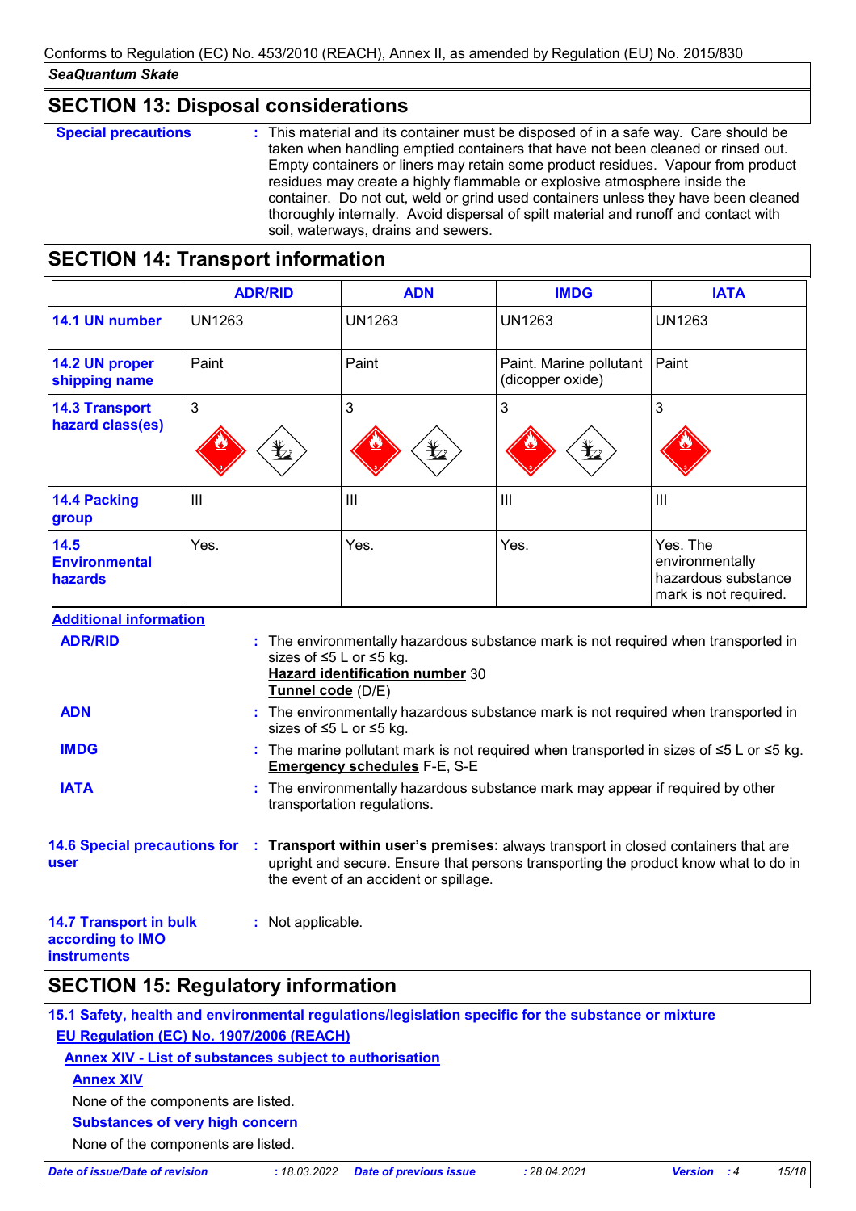## SECTION 13: Disposal considerations

**Special precautions** : This material and its container must be disposed of in a safe way. Care should be taken when handling emptied containers that have not been cleaned or rinsed out. Empty containers or liners may retain some product residues. Vapour from product residues may create a highly flammable or explosive atmosphere inside the container. Do not cut, weld or grind used containers unless they have been cleaned thoroughly internally. Avoid dispersal of spilt material and runoff and contact with soil, waterways, drains and sewers.

## SECTION 14: Transport information

| | ADR/RID | ADN | IMDG | IATA |
|---|---|---|---|---|
| 14.1 UN number | UN1263 | UN1263 | UN1263 | UN1263 |
| 14.2 UN proper shipping name | Paint | Paint | Paint. Marine pollutant (dicopper oxide) | Paint |
| 14.3 Transport hazard class(es) | 3 | 3 | 3 | 3 |
| 14.4 Packing group | III | III | III | III |
| 14.5 Environmental hazards | Yes. | Yes. | Yes. | Yes. The environmentally hazardous substance mark is not required. |

**Additional information**

**ADR/RID** : The environmentally hazardous substance mark is not required when transported in sizes of ≤5 L or ≤5 kg.
**Hazard identification number** 30
**Tunnel code** (D/E)

**ADN** : The environmentally hazardous substance mark is not required when transported in sizes of ≤5 L or ≤5 kg.

**IMDG** : The marine pollutant mark is not required when transported in sizes of ≤5 L or ≤5 kg.
**Emergency schedules** F-E, S-E

**IATA** : The environmentally hazardous substance mark may appear if required by other transportation regulations.

**14.6 Special precautions for user** : **Transport within user's premises:** always transport in closed containers that are upright and secure. Ensure that persons transporting the product know what to do in the event of an accident or spillage.

**14.7 Transport in bulk according to IMO instruments** : Not applicable.

## SECTION 15: Regulatory information

**15.1 Safety, health and environmental regulations/legislation specific for the substance or mixture**

**EU Regulation (EC) No. 1907/2006 (REACH)**

**Annex XIV - List of substances subject to authorisation**

**Annex XIV**

None of the components are listed.

**Substances of very high concern**

None of the components are listed.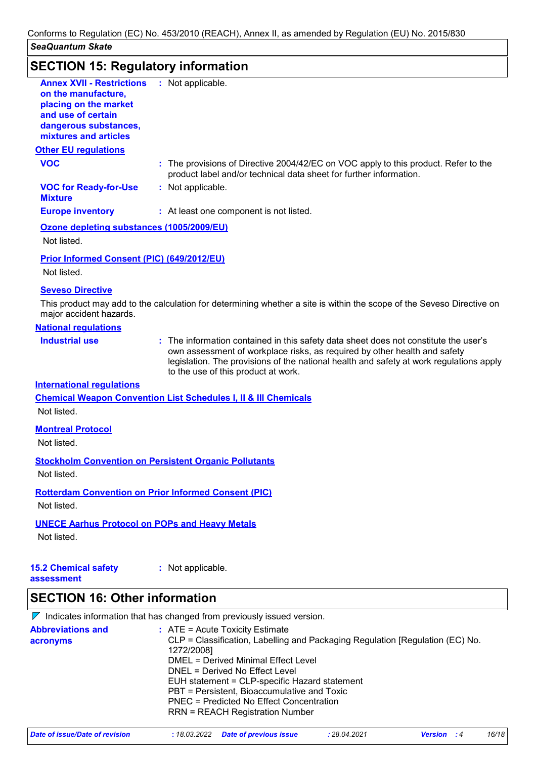## SECTION 15: Regulatory information

**Annex XVII - Restrictions on the manufacture, placing on the market and use of certain dangerous substances, mixtures and articles** : Not applicable.

**Other EU regulations**

**VOC** : The provisions of Directive 2004/42/EC on VOC apply to this product. Refer to the product label and/or technical data sheet for further information.

**VOC for Ready-for-Use Mixture** : Not applicable.

**Europe inventory** : At least one component is not listed.

**Ozone depleting substances (1005/2009/EU)**

Not listed.

**Prior Informed Consent (PIC) (649/2012/EU)**

Not listed.

**Seveso Directive**

This product may add to the calculation for determining whether a site is within the scope of the Seveso Directive on major accident hazards.

**National regulations**

**Industrial use** : The information contained in this safety data sheet does not constitute the user's own assessment of workplace risks, as required by other health and safety legislation. The provisions of the national health and safety at work regulations apply to the use of this product at work.

**International regulations**

**Chemical Weapon Convention List Schedules I, II & III Chemicals**

Not listed.

**Montreal Protocol**

Not listed.

**Stockholm Convention on Persistent Organic Pollutants**

Not listed.

**Rotterdam Convention on Prior Informed Consent (PIC)**

Not listed.

**UNECE Aarhus Protocol on POPs and Heavy Metals**

Not listed.

**15.2 Chemical safety assessment** : Not applicable.

## SECTION 16: Other information

Indicates information that has changed from previously issued version.

**Abbreviations and acronyms** : ATE = Acute Toxicity Estimate
CLP = Classification, Labelling and Packaging Regulation [Regulation (EC) No. 1272/2008]
DMEL = Derived Minimal Effect Level
DNEL = Derived No Effect Level
EUH statement = CLP-specific Hazard statement
PBT = Persistent, Bioaccumulative and Toxic
PNEC = Predicted No Effect Concentration
RRN = REACH Registration Number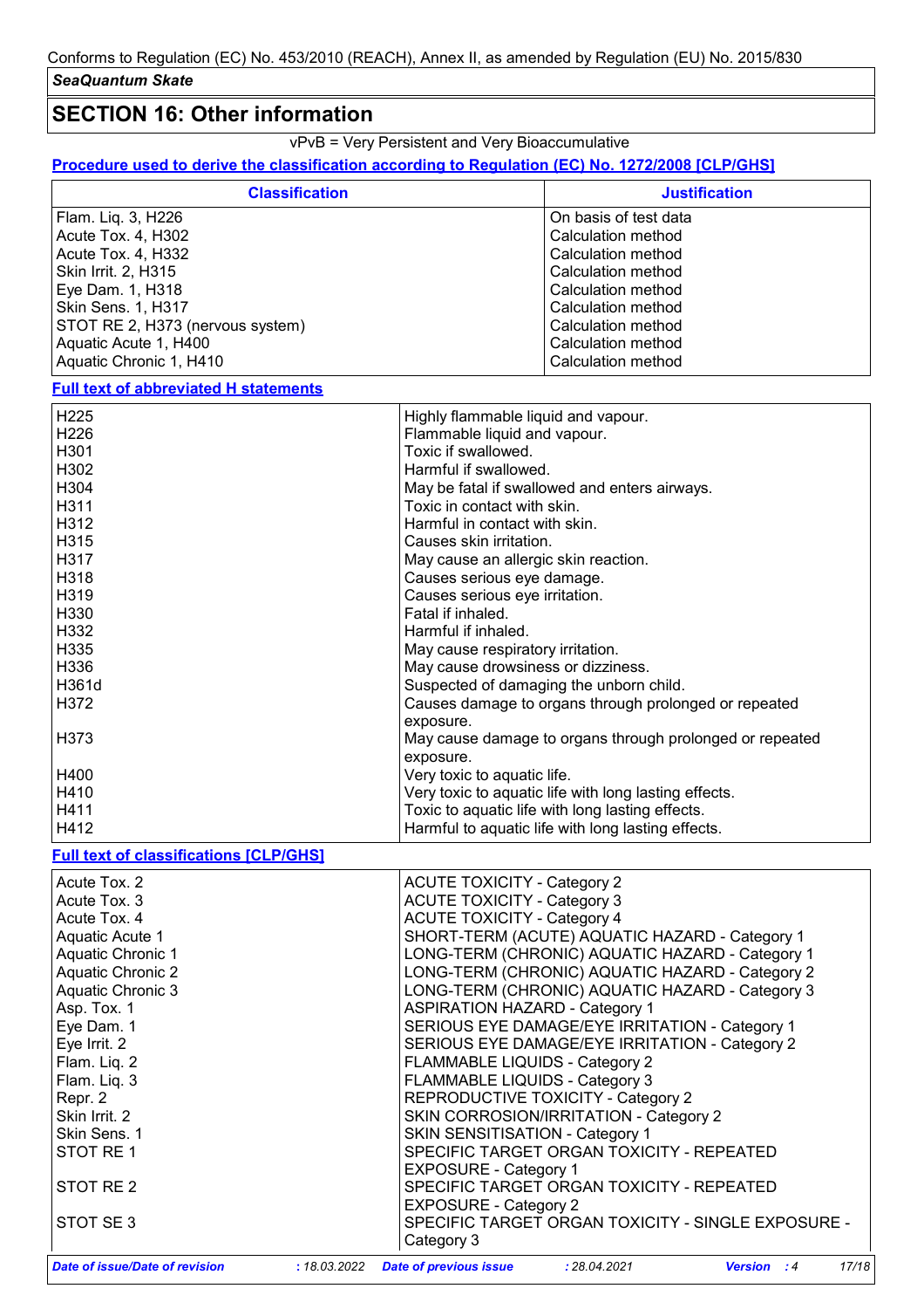## SECTION 16: Other information

vPvB = Very Persistent and Very Bioaccumulative

**Procedure used to derive the classification according to Regulation (EC) No. 1272/2008 [CLP/GHS]**

| Classification | Justification |
|---|---|
| Flam. Liq. 3, H226 | On basis of test data |
| Acute Tox. 4, H302 | Calculation method |
| Acute Tox. 4, H332 | Calculation method |
| Skin Irrit. 2, H315 | Calculation method |
| Eye Dam. 1, H318 | Calculation method |
| Skin Sens. 1, H317 | Calculation method |
| STOT RE 2, H373 (nervous system) | Calculation method |
| Aquatic Acute 1, H400 | Calculation method |
| Aquatic Chronic 1, H410 | Calculation method |

**Full text of abbreviated H statements**

| | |
|---|---|
| H225 | Highly flammable liquid and vapour. |
| H226 | Flammable liquid and vapour. |
| H301 | Toxic if swallowed. |
| H302 | Harmful if swallowed. |
| H304 | May be fatal if swallowed and enters airways. |
| H311 | Toxic in contact with skin. |
| H312 | Harmful in contact with skin. |
| H315 | Causes skin irritation. |
| H317 | May cause an allergic skin reaction. |
| H318 | Causes serious eye damage. |
| H319 | Causes serious eye irritation. |
| H330 | Fatal if inhaled. |
| H332 | Harmful if inhaled. |
| H335 | May cause respiratory irritation. |
| H336 | May cause drowsiness or dizziness. |
| H361d | Suspected of damaging the unborn child. |
| H372 | Causes damage to organs through prolonged or repeated exposure. |
| H373 | May cause damage to organs through prolonged or repeated exposure. |
| H400 | Very toxic to aquatic life. |
| H410 | Very toxic to aquatic life with long lasting effects. |
| H411 | Toxic to aquatic life with long lasting effects. |
| H412 | Harmful to aquatic life with long lasting effects. |

**Full text of classifications [CLP/GHS]**

| | |
|---|---|
| Acute Tox. 2 | ACUTE TOXICITY - Category 2 |
| Acute Tox. 3 | ACUTE TOXICITY - Category 3 |
| Acute Tox. 4 | ACUTE TOXICITY - Category 4 |
| Aquatic Acute 1 | SHORT-TERM (ACUTE) AQUATIC HAZARD - Category 1 |
| Aquatic Chronic 1 | LONG-TERM (CHRONIC) AQUATIC HAZARD - Category 1 |
| Aquatic Chronic 2 | LONG-TERM (CHRONIC) AQUATIC HAZARD - Category 2 |
| Aquatic Chronic 3 | LONG-TERM (CHRONIC) AQUATIC HAZARD - Category 3 |
| Asp. Tox. 1 | ASPIRATION HAZARD - Category 1 |
| Eye Dam. 1 | SERIOUS EYE DAMAGE/EYE IRRITATION - Category 1 |
| Eye Irrit. 2 | SERIOUS EYE DAMAGE/EYE IRRITATION - Category 2 |
| Flam. Liq. 2 | FLAMMABLE LIQUIDS - Category 2 |
| Flam. Liq. 3 | FLAMMABLE LIQUIDS - Category 3 |
| Repr. 2 | REPRODUCTIVE TOXICITY - Category 2 |
| Skin Irrit. 2 | SKIN CORROSION/IRRITATION - Category 2 |
| Skin Sens. 1 | SKIN SENSITISATION - Category 1 |
| STOT RE 1 | SPECIFIC TARGET ORGAN TOXICITY - REPEATED EXPOSURE - Category 1 |
| STOT RE 2 | SPECIFIC TARGET ORGAN TOXICITY - REPEATED EXPOSURE - Category 2 |
| STOT SE 3 | SPECIFIC TARGET ORGAN TOXICITY - SINGLE EXPOSURE - Category 3 |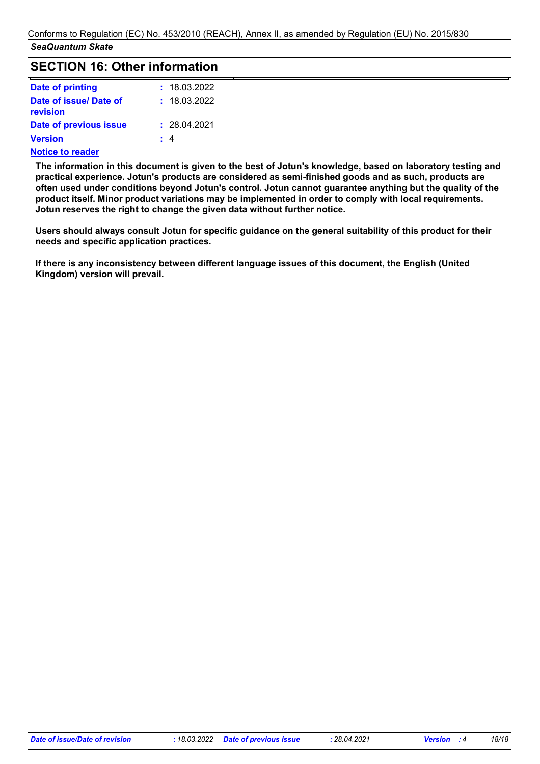## SECTION 16: Other information

| | |
|---|---|
| **Date of printing** | : 18.03.2022 |
| **Date of issue/ Date of revision** | : 18.03.2022 |
| **Date of previous issue** | : 28.04.2021 |
| **Version** | : 4 |

**Notice to reader**

**The information in this document is given to the best of Jotun's knowledge, based on laboratory testing and practical experience. Jotun's products are considered as semi-finished goods and as such, products are often used under conditions beyond Jotun's control. Jotun cannot guarantee anything but the quality of the product itself. Minor product variations may be implemented in order to comply with local requirements. Jotun reserves the right to change the given data without further notice.**

**Users should always consult Jotun for specific guidance on the general suitability of this product for their needs and specific application practices.**

**If there is any inconsistency between different language issues of this document, the English (United Kingdom) version will prevail.**